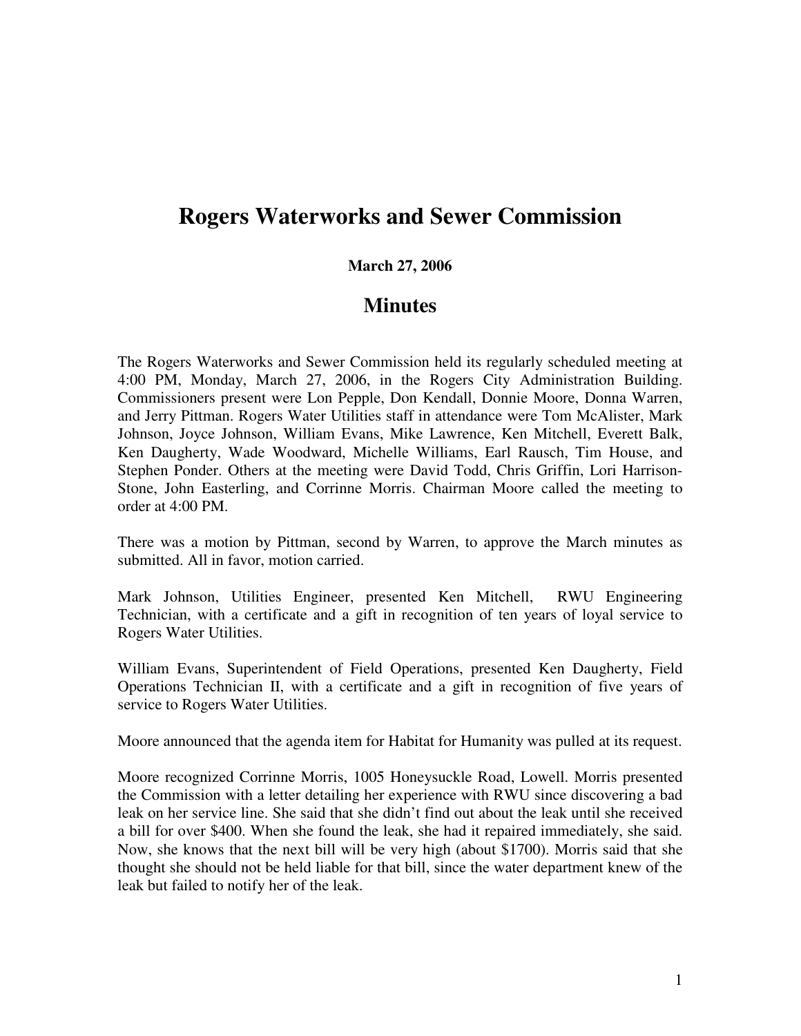# Rogers Waterworks and Sewer Commission

**March 27, 2006**

## Minutes

The Rogers Waterworks and Sewer Commission held its regularly scheduled meeting at 4:00 PM, Monday, March 27, 2006, in the Rogers City Administration Building. Commissioners present were Lon Pepple, Don Kendall, Donnie Moore, Donna Warren, and Jerry Pittman. Rogers Water Utilities staff in attendance were Tom McAlister, Mark Johnson, Joyce Johnson, William Evans, Mike Lawrence, Ken Mitchell, Everett Balk, Ken Daugherty, Wade Woodward, Michelle Williams, Earl Rausch, Tim House, and Stephen Ponder. Others at the meeting were David Todd, Chris Griffin, Lori Harrison-Stone, John Easterling, and Corrinne Morris. Chairman Moore called the meeting to order at 4:00 PM.

There was a motion by Pittman, second by Warren, to approve the March minutes as submitted. All in favor, motion carried.

Mark Johnson, Utilities Engineer, presented Ken Mitchell, RWU Engineering Technician, with a certificate and a gift in recognition of ten years of loyal service to Rogers Water Utilities.

William Evans, Superintendent of Field Operations, presented Ken Daugherty, Field Operations Technician II, with a certificate and a gift in recognition of five years of service to Rogers Water Utilities.

Moore announced that the agenda item for Habitat for Humanity was pulled at its request.

Moore recognized Corrinne Morris, 1005 Honeysuckle Road, Lowell. Morris presented the Commission with a letter detailing her experience with RWU since discovering a bad leak on her service line. She said that she didn't find out about the leak until she received a bill for over $400. When she found the leak, she had it repaired immediately, she said. Now, she knows that the next bill will be very high (about $1700). Morris said that she thought she should not be held liable for that bill, since the water department knew of the leak but failed to notify her of the leak.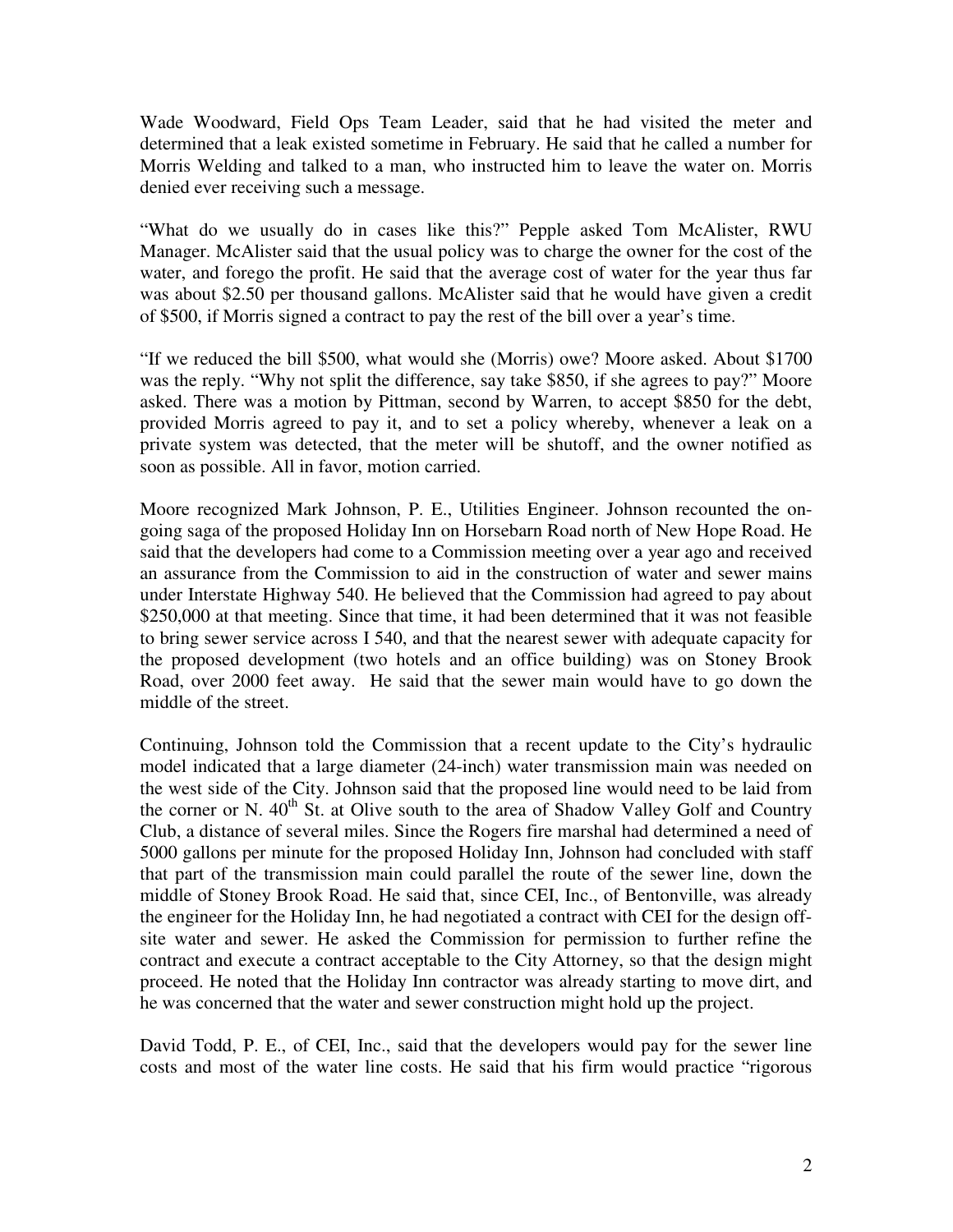Wade Woodward, Field Ops Team Leader, said that he had visited the meter and determined that a leak existed sometime in February. He said that he called a number for Morris Welding and talked to a man, who instructed him to leave the water on. Morris denied ever receiving such a message.

"What do we usually do in cases like this?" Pepple asked Tom McAlister, RWU Manager. McAlister said that the usual policy was to charge the owner for the cost of the water, and forego the profit. He said that the average cost of water for the year thus far was about $2.50 per thousand gallons. McAlister said that he would have given a credit of $500, if Morris signed a contract to pay the rest of the bill over a year's time.

"If we reduced the bill $500, what would she (Morris) owe? Moore asked. About $1700 was the reply. "Why not split the difference, say take $850, if she agrees to pay?" Moore asked. There was a motion by Pittman, second by Warren, to accept $850 for the debt, provided Morris agreed to pay it, and to set a policy whereby, whenever a leak on a private system was detected, that the meter will be shutoff, and the owner notified as soon as possible. All in favor, motion carried.

Moore recognized Mark Johnson, P. E., Utilities Engineer. Johnson recounted the on-going saga of the proposed Holiday Inn on Horsebarn Road north of New Hope Road. He said that the developers had come to a Commission meeting over a year ago and received an assurance from the Commission to aid in the construction of water and sewer mains under Interstate Highway 540. He believed that the Commission had agreed to pay about $250,000 at that meeting. Since that time, it had been determined that it was not feasible to bring sewer service across I 540, and that the nearest sewer with adequate capacity for the proposed development (two hotels and an office building) was on Stoney Brook Road, over 2000 feet away. He said that the sewer main would have to go down the middle of the street.

Continuing, Johnson told the Commission that a recent update to the City's hydraulic model indicated that a large diameter (24-inch) water transmission main was needed on the west side of the City. Johnson said that the proposed line would need to be laid from the corner or N. 40th St. at Olive south to the area of Shadow Valley Golf and Country Club, a distance of several miles. Since the Rogers fire marshal had determined a need of 5000 gallons per minute for the proposed Holiday Inn, Johnson had concluded with staff that part of the transmission main could parallel the route of the sewer line, down the middle of Stoney Brook Road. He said that, since CEI, Inc., of Bentonville, was already the engineer for the Holiday Inn, he had negotiated a contract with CEI for the design off-site water and sewer. He asked the Commission for permission to further refine the contract and execute a contract acceptable to the City Attorney, so that the design might proceed. He noted that the Holiday Inn contractor was already starting to move dirt, and he was concerned that the water and sewer construction might hold up the project.

David Todd, P. E., of CEI, Inc., said that the developers would pay for the sewer line costs and most of the water line costs. He said that his firm would practice "rigorous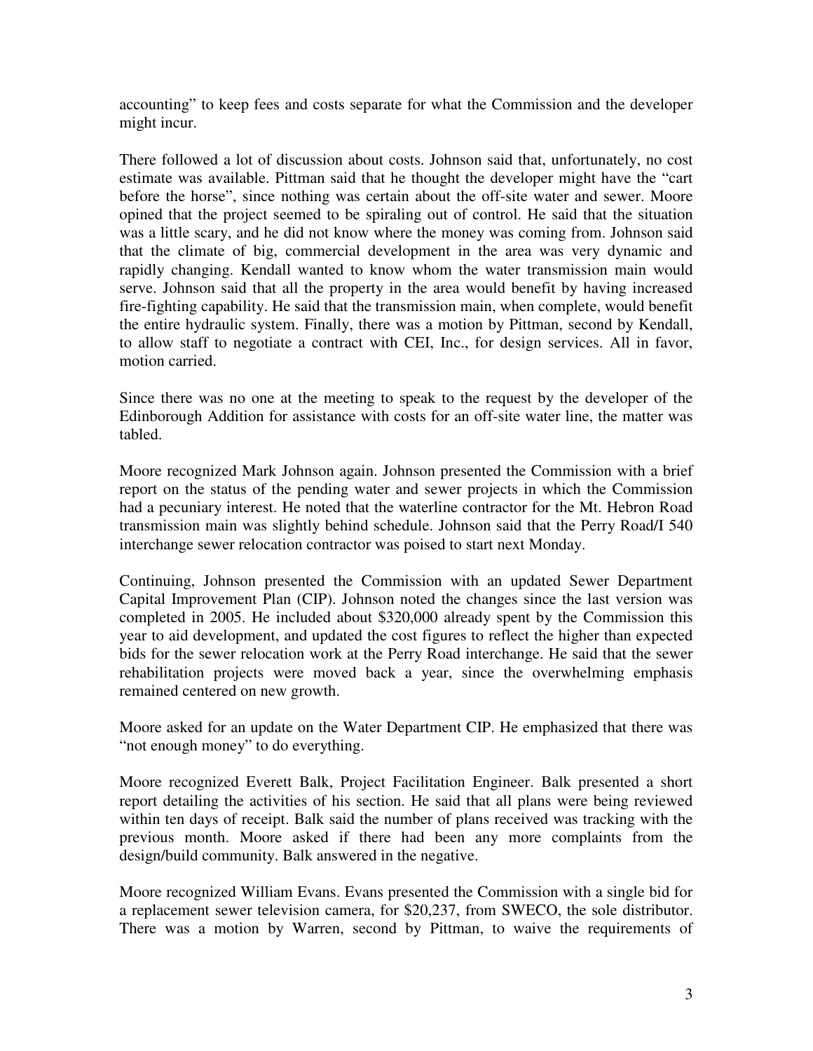accounting" to keep fees and costs separate for what the Commission and the developer might incur.

There followed a lot of discussion about costs. Johnson said that, unfortunately, no cost estimate was available. Pittman said that he thought the developer might have the "cart before the horse", since nothing was certain about the off-site water and sewer. Moore opined that the project seemed to be spiraling out of control. He said that the situation was a little scary, and he did not know where the money was coming from. Johnson said that the climate of big, commercial development in the area was very dynamic and rapidly changing. Kendall wanted to know whom the water transmission main would serve. Johnson said that all the property in the area would benefit by having increased fire-fighting capability. He said that the transmission main, when complete, would benefit the entire hydraulic system. Finally, there was a motion by Pittman, second by Kendall, to allow staff to negotiate a contract with CEI, Inc., for design services. All in favor, motion carried.

Since there was no one at the meeting to speak to the request by the developer of the Edinborough Addition for assistance with costs for an off-site water line, the matter was tabled.

Moore recognized Mark Johnson again. Johnson presented the Commission with a brief report on the status of the pending water and sewer projects in which the Commission had a pecuniary interest. He noted that the waterline contractor for the Mt. Hebron Road transmission main was slightly behind schedule. Johnson said that the Perry Road/I 540 interchange sewer relocation contractor was poised to start next Monday.

Continuing, Johnson presented the Commission with an updated Sewer Department Capital Improvement Plan (CIP). Johnson noted the changes since the last version was completed in 2005. He included about $320,000 already spent by the Commission this year to aid development, and updated the cost figures to reflect the higher than expected bids for the sewer relocation work at the Perry Road interchange. He said that the sewer rehabilitation projects were moved back a year, since the overwhelming emphasis remained centered on new growth.

Moore asked for an update on the Water Department CIP. He emphasized that there was "not enough money" to do everything.

Moore recognized Everett Balk, Project Facilitation Engineer. Balk presented a short report detailing the activities of his section. He said that all plans were being reviewed within ten days of receipt. Balk said the number of plans received was tracking with the previous month. Moore asked if there had been any more complaints from the design/build community. Balk answered in the negative.

Moore recognized William Evans. Evans presented the Commission with a single bid for a replacement sewer television camera, for $20,237, from SWECO, the sole distributor. There was a motion by Warren, second by Pittman, to waive the requirements of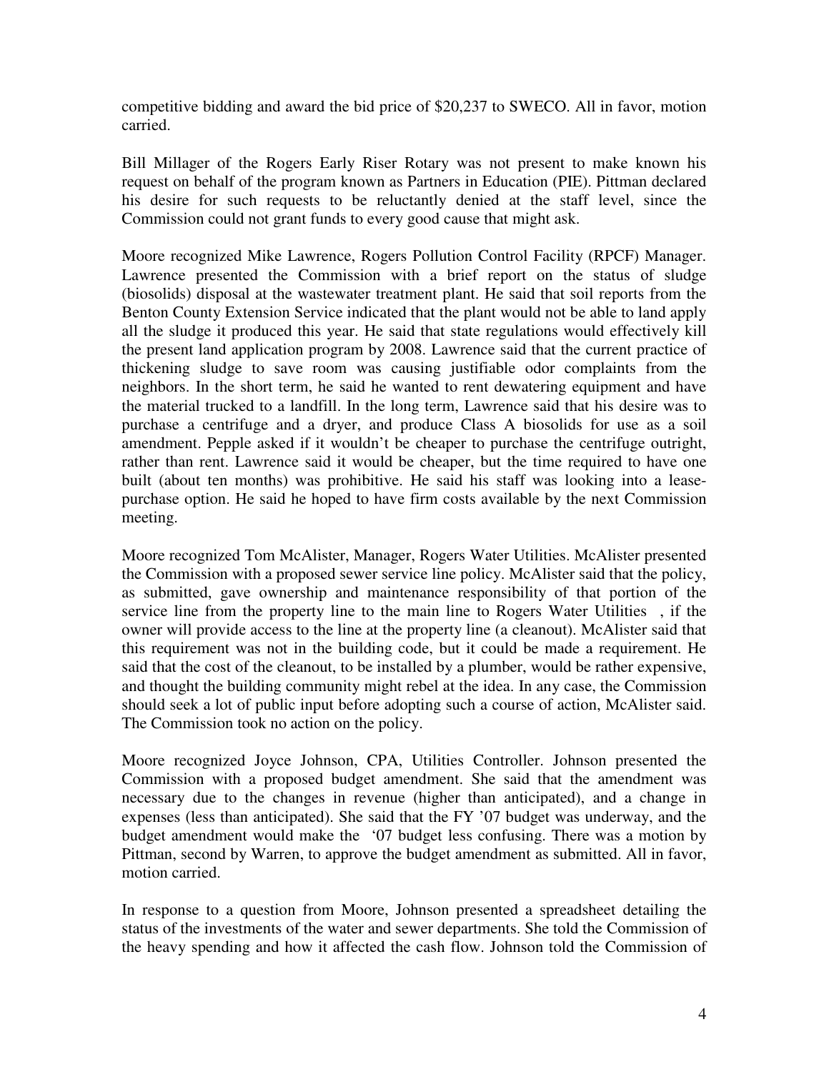competitive bidding and award the bid price of $20,237 to SWECO. All in favor, motion carried.

Bill Millager of the Rogers Early Riser Rotary was not present to make known his request on behalf of the program known as Partners in Education (PIE). Pittman declared his desire for such requests to be reluctantly denied at the staff level, since the Commission could not grant funds to every good cause that might ask.

Moore recognized Mike Lawrence, Rogers Pollution Control Facility (RPCF) Manager. Lawrence presented the Commission with a brief report on the status of sludge (biosolids) disposal at the wastewater treatment plant. He said that soil reports from the Benton County Extension Service indicated that the plant would not be able to land apply all the sludge it produced this year. He said that state regulations would effectively kill the present land application program by 2008. Lawrence said that the current practice of thickening sludge to save room was causing justifiable odor complaints from the neighbors. In the short term, he said he wanted to rent dewatering equipment and have the material trucked to a landfill. In the long term, Lawrence said that his desire was to purchase a centrifuge and a dryer, and produce Class A biosolids for use as a soil amendment. Pepple asked if it wouldn't be cheaper to purchase the centrifuge outright, rather than rent. Lawrence said it would be cheaper, but the time required to have one built (about ten months) was prohibitive. He said his staff was looking into a lease-purchase option. He said he hoped to have firm costs available by the next Commission meeting.

Moore recognized Tom McAlister, Manager, Rogers Water Utilities. McAlister presented the Commission with a proposed sewer service line policy. McAlister said that the policy, as submitted, gave ownership and maintenance responsibility of that portion of the service line from the property line to the main line to Rogers Water Utilities , if the owner will provide access to the line at the property line (a cleanout). McAlister said that this requirement was not in the building code, but it could be made a requirement. He said that the cost of the cleanout, to be installed by a plumber, would be rather expensive, and thought the building community might rebel at the idea. In any case, the Commission should seek a lot of public input before adopting such a course of action, McAlister said. The Commission took no action on the policy.

Moore recognized Joyce Johnson, CPA, Utilities Controller. Johnson presented the Commission with a proposed budget amendment. She said that the amendment was necessary due to the changes in revenue (higher than anticipated), and a change in expenses (less than anticipated). She said that the FY '07 budget was underway, and the budget amendment would make the '07 budget less confusing. There was a motion by Pittman, second by Warren, to approve the budget amendment as submitted. All in favor, motion carried.

In response to a question from Moore, Johnson presented a spreadsheet detailing the status of the investments of the water and sewer departments. She told the Commission of the heavy spending and how it affected the cash flow. Johnson told the Commission of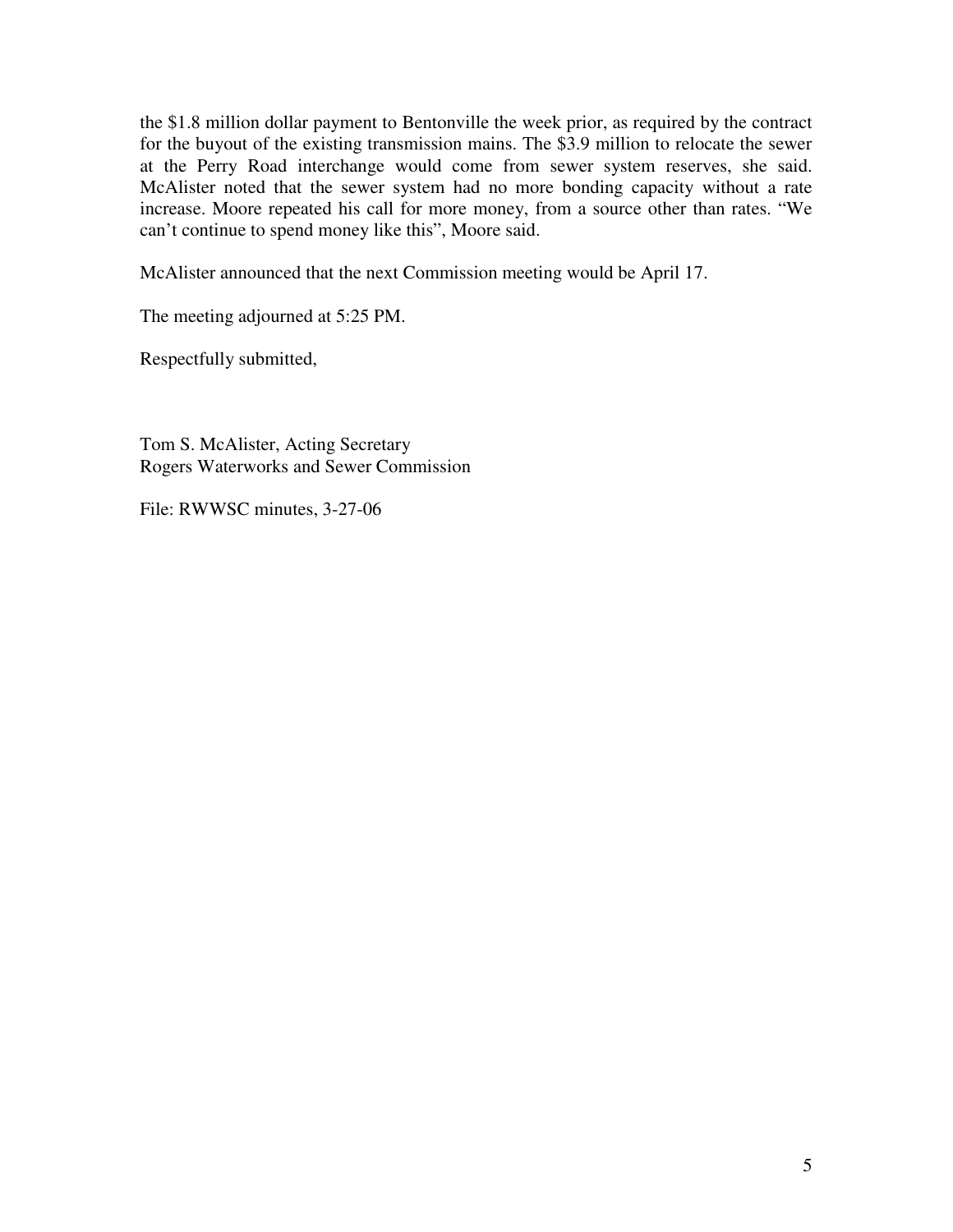the $1.8 million dollar payment to Bentonville the week prior, as required by the contract for the buyout of the existing transmission mains. The $3.9 million to relocate the sewer at the Perry Road interchange would come from sewer system reserves, she said. McAlister noted that the sewer system had no more bonding capacity without a rate increase. Moore repeated his call for more money, from a source other than rates. "We can't continue to spend money like this", Moore said.

McAlister announced that the next Commission meeting would be April 17.

The meeting adjourned at 5:25 PM.

Respectfully submitted,

Tom S. McAlister, Acting Secretary
Rogers Waterworks and Sewer Commission

File: RWWSC minutes, 3-27-06